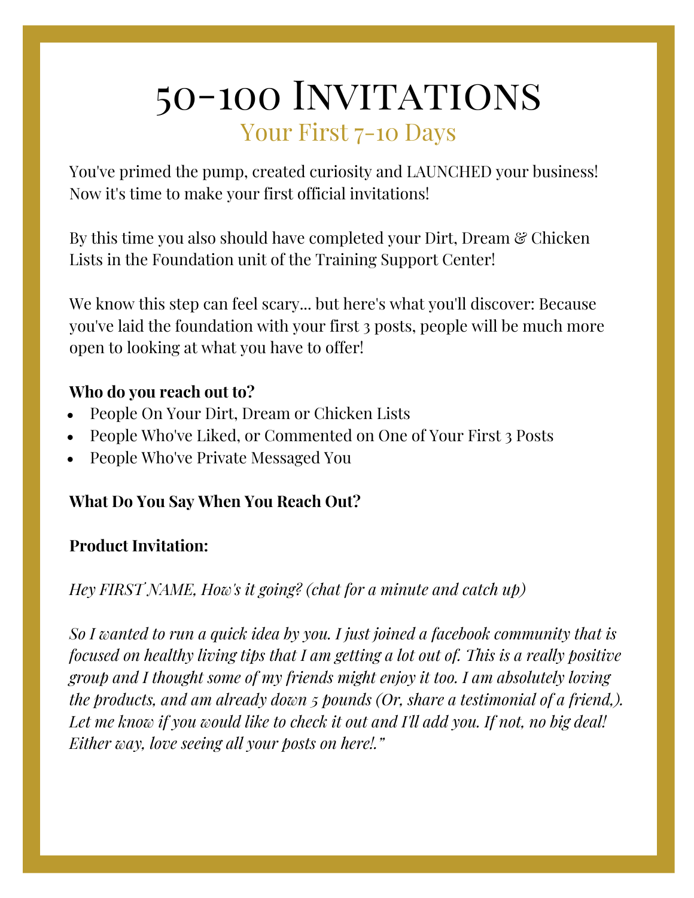# 50-100 Invitations

## Your First 7-10 Days

You've primed the pump, created curiosity and LAUNCHED your business! Now it's time to make your first official invitations!

By this time you also should have completed your Dirt, Dream & Chicken Lists in the Foundation unit of the Training Support Center!

We know this step can feel scary... but here's what you'll discover: Because you've laid the foundation with your first 3 posts, people will be much more open to looking at what you have to offer!

**Who do you reach out to?**

- People On Your Dirt, Dream or Chicken Lists
- People Who've Liked, or Commented on One of Your First 3 Posts
- People Who've Private Messaged You

**What Do You Say When You Reach Out?**

**Product Invitation:**

*Hey FIRST NAME, How's it going? (chat for a minute and catch up)*

*So I wanted to run a quick idea by you. I just joined a facebook community that is focused on healthy living tips that I am getting a lot out of. This is a really positive group and I thought some of my friends might enjoy it too. I am absolutely loving the products, and am already down 5 pounds (Or, share a testimonial of a friend,). Let me know if you would like to check it out and I'll add you. If not, no big deal! Either way, love seeing all your posts on here!."*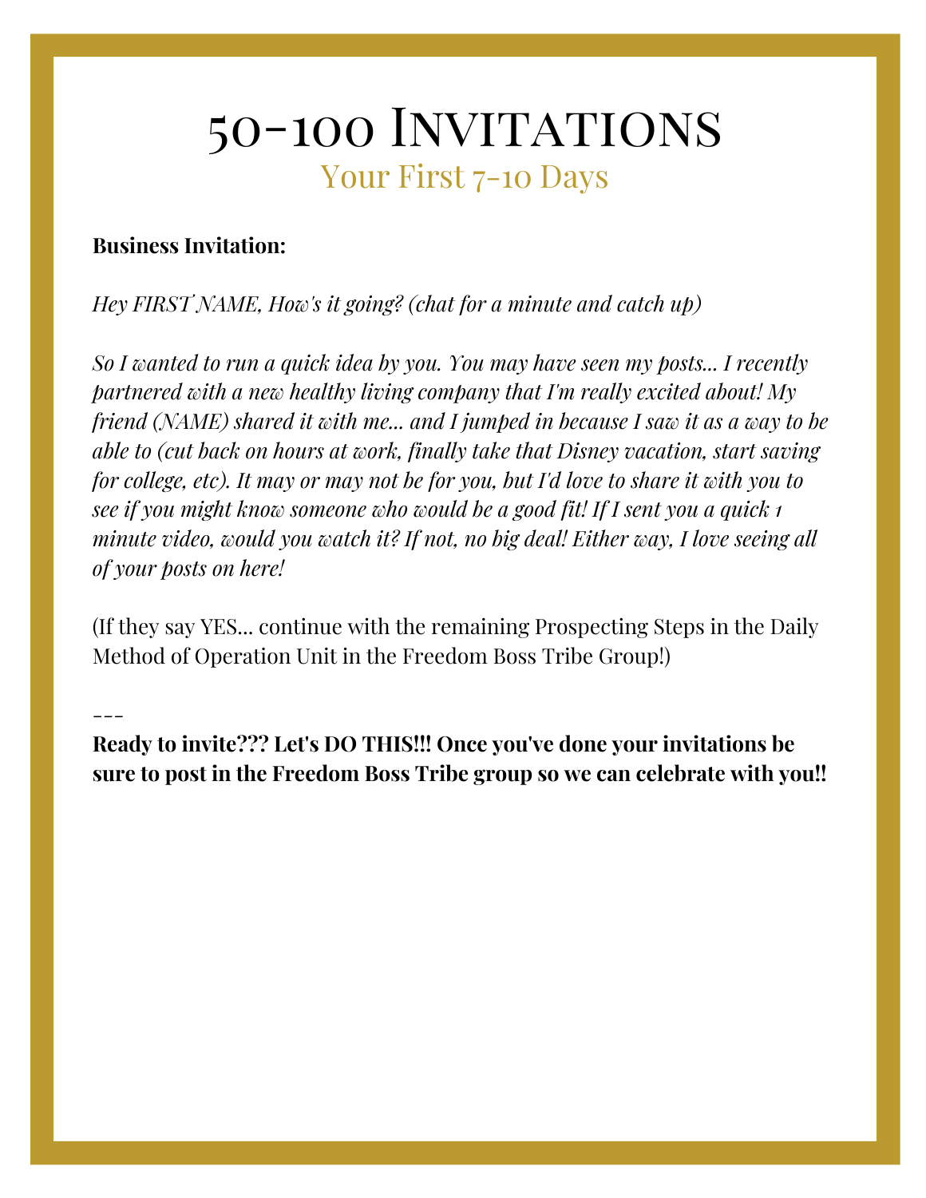# 50-100 Invitations

## Your First 7-10 Days

**Business Invitation:**

*Hey FIRST NAME, How's it going? (chat for a minute and catch up)*

*So I wanted to run a quick idea by you. You may have seen my posts... I recently partnered with a new healthy living company that I'm really excited about! My friend (NAME) shared it with me... and I jumped in because I saw it as a way to be able to (cut back on hours at work, finally take that Disney vacation, start saving for college, etc). It may or may not be for you, but I'd love to share it with you to see if you might know someone who would be a good fit! If I sent you a quick 1 minute video, would you watch it? If not, no big deal! Either way, I love seeing all of your posts on here!*

(If they say YES... continue with the remaining Prospecting Steps in the Daily Method of Operation Unit in the Freedom Boss Tribe Group!)

---

**Ready to invite??? Let's DO THIS!!! Once you've done your invitations be sure to post in the Freedom Boss Tribe group so we can celebrate with you!!**